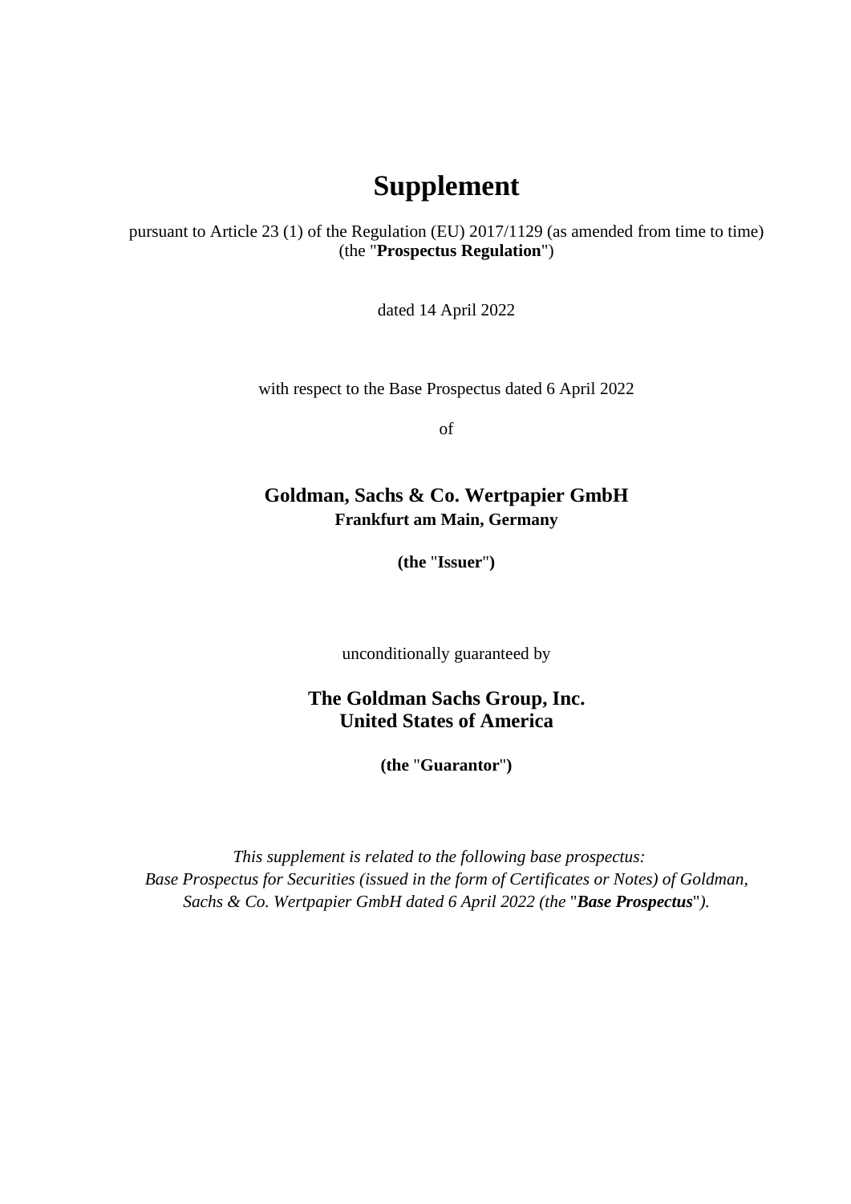# Supplement

pursuant to Article 23 (1) of the Regulation (EU) 2017/1129 (as amended from time to time) (the "**Prospectus Regulation**")

dated 14 April 2022

with respect to the Base Prospectus dated 6 April 2022

of

**Goldman, Sachs & Co. Wertpapier GmbH**
**Frankfurt am Main, Germany**

**(the "Issuer")**

unconditionally guaranteed by

**The Goldman Sachs Group, Inc.**
**United States of America**

**(the "Guarantor")**

*This supplement is related to the following base prospectus: Base Prospectus for Securities (issued in the form of Certificates or Notes) of Goldman, Sachs & Co. Wertpapier GmbH dated 6 April 2022 (the "**Base Prospectus**").*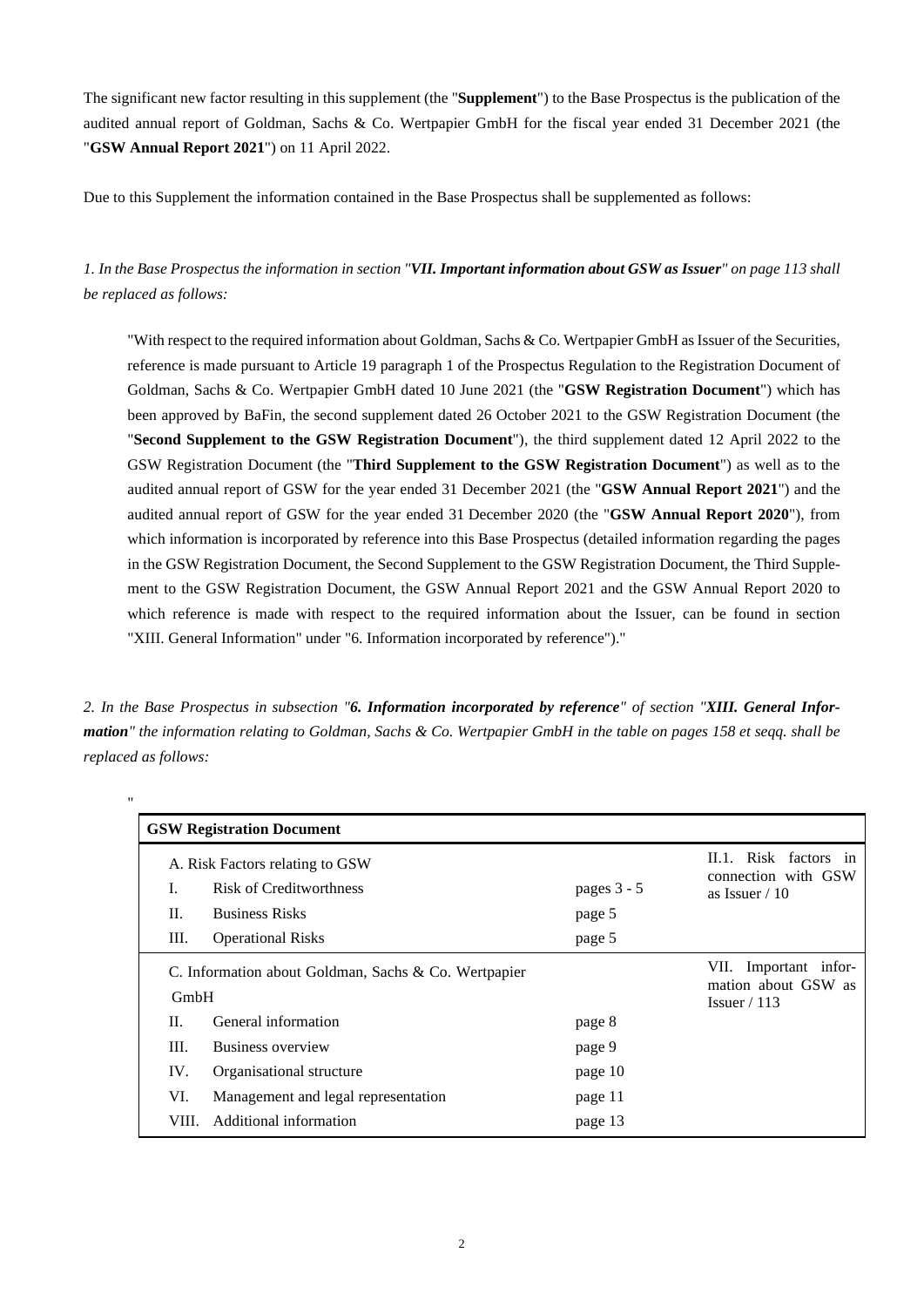The significant new factor resulting in this supplement (the "**Supplement**") to the Base Prospectus is the publication of the audited annual report of Goldman, Sachs & Co. Wertpapier GmbH for the fiscal year ended 31 December 2021 (the "**GSW Annual Report 2021**") on 11 April 2022.

Due to this Supplement the information contained in the Base Prospectus shall be supplemented as follows:

*1. In the Base Prospectus the information in section "**VII. Important information about GSW as Issuer**" on page 113 shall be replaced as follows:*

"With respect to the required information about Goldman, Sachs & Co. Wertpapier GmbH as Issuer of the Securities, reference is made pursuant to Article 19 paragraph 1 of the Prospectus Regulation to the Registration Document of Goldman, Sachs & Co. Wertpapier GmbH dated 10 June 2021 (the "**GSW Registration Document**") which has been approved by BaFin, the second supplement dated 26 October 2021 to the GSW Registration Document (the "**Second Supplement to the GSW Registration Document**"), the third supplement dated 12 April 2022 to the GSW Registration Document (the "**Third Supplement to the GSW Registration Document**") as well as to the audited annual report of GSW for the year ended 31 December 2021 (the "**GSW Annual Report 2021**") and the audited annual report of GSW for the year ended 31 December 2020 (the "**GSW Annual Report 2020**"), from which information is incorporated by reference into this Base Prospectus (detailed information regarding the pages in the GSW Registration Document, the Second Supplement to the GSW Registration Document, the Third Supplement to the GSW Registration Document, the GSW Annual Report 2021 and the GSW Annual Report 2020 to which reference is made with respect to the required information about the Issuer, can be found in section "XIII. General Information" under "6. Information incorporated by reference")."

*2. In the Base Prospectus in subsection "**6. Information incorporated by reference**" of section "**XIII. General Information**" the information relating to Goldman, Sachs & Co. Wertpapier GmbH in the table on pages 158 et seqq. shall be replaced as follows:*

"

| **GSW Registration Document** | | | |
|---|---|---|---|
| A. Risk Factors relating to GSW | | | II.1. Risk factors in connection with GSW as Issuer / 10 |
| I. | Risk of Creditworthness | pages 3 - 5 | |
| II. | Business Risks | page 5 | |
| III. | Operational Risks | page 5 | |
| C. Information about Goldman, Sachs & Co. Wertpapier GmbH | | | VII. Important information about GSW as Issuer / 113 |
| II. | General information | page 8 | |
| III. | Business overview | page 9 | |
| IV. | Organisational structure | page 10 | |
| VI. | Management and legal representation | page 11 | |
| VIII. | Additional information | page 13 | |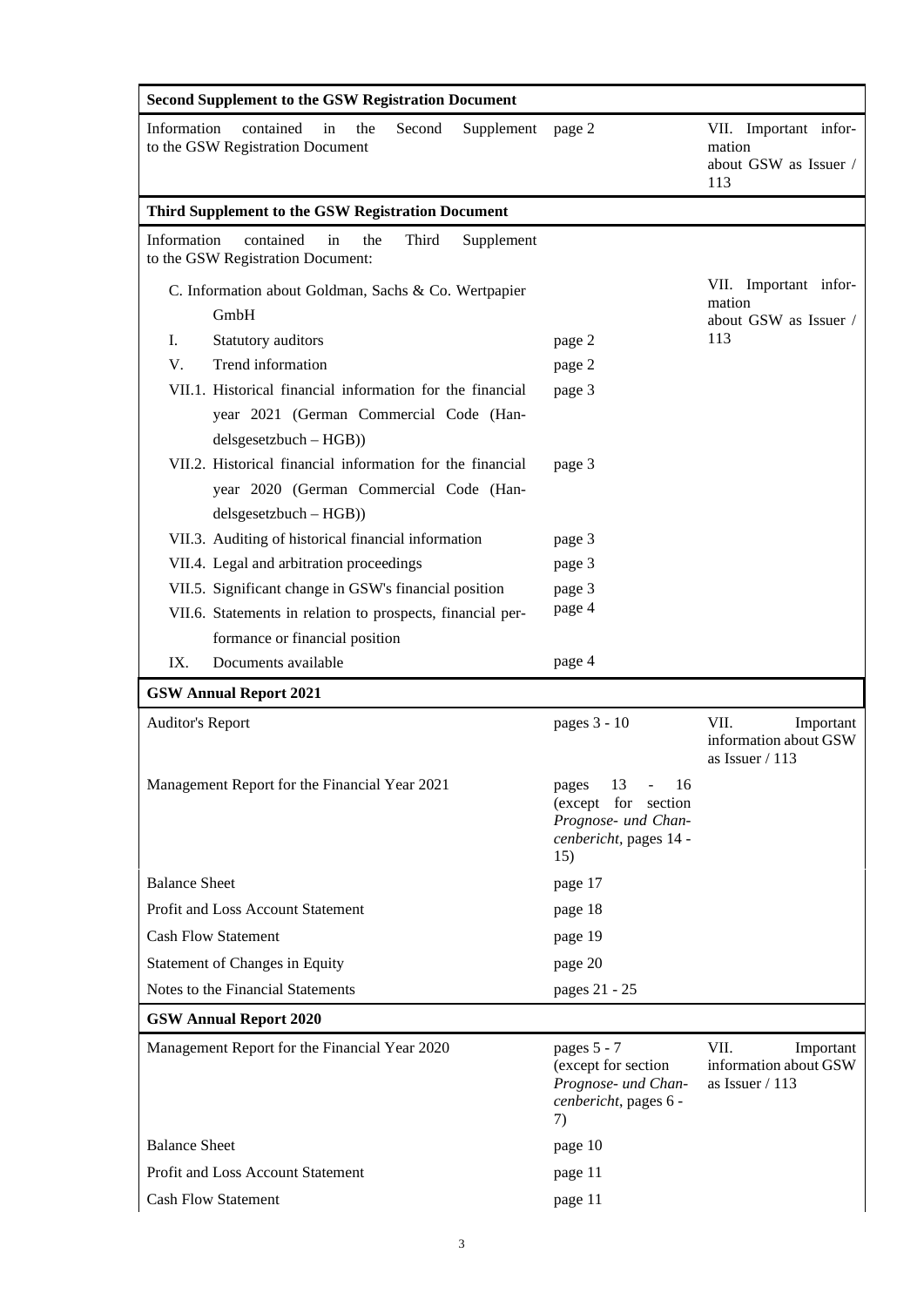| **Second Supplement to the GSW Registration Document** | | |
|---|---|---|
| Information contained in the Second Supplement to the GSW Registration Document | page 2 | VII. Important information about GSW as Issuer / 113 |
| **Third Supplement to the GSW Registration Document** | | |
| Information contained in the Third Supplement to the GSW Registration Document: | | |
| C. Information about Goldman, Sachs & Co. Wertpapier GmbH | | VII. Important information about GSW as Issuer / 113 |
| I. Statutory auditors | page 2 | |
| V. Trend information | page 2 | |
| VII.1. Historical financial information for the financial year 2021 (German Commercial Code (Handelsgesetzbuch – HGB)) | page 3 | |
| VII.2. Historical financial information for the financial year 2020 (German Commercial Code (Handelsgesetzbuch – HGB)) | page 3 | |
| VII.3. Auditing of historical financial information | page 3 | |
| VII.4. Legal and arbitration proceedings | page 3 | |
| VII.5. Significant change in GSW's financial position | page 3 | |
| VII.6. Statements in relation to prospects, financial performance or financial position | page 4 | |
| IX. Documents available | page 4 | |
| **GSW Annual Report 2021** | | |
| Auditor's Report | pages 3 - 10 | VII. Important information about GSW as Issuer / 113 |
| Management Report for the Financial Year 2021 | pages 13 - 16 (except for section *Prognose- und Chancenbericht*, pages 14 - 15) | |
| Balance Sheet | page 17 | |
| Profit and Loss Account Statement | page 18 | |
| Cash Flow Statement | page 19 | |
| Statement of Changes in Equity | page 20 | |
| Notes to the Financial Statements | pages 21 - 25 | |
| **GSW Annual Report 2020** | | |
| Management Report for the Financial Year 2020 | pages 5 - 7 (except for section *Prognose- und Chancenbericht*, pages 6 - 7) | VII. Important information about GSW as Issuer / 113 |
| Balance Sheet | page 10 | |
| Profit and Loss Account Statement | page 11 | |
| Cash Flow Statement | page 11 | |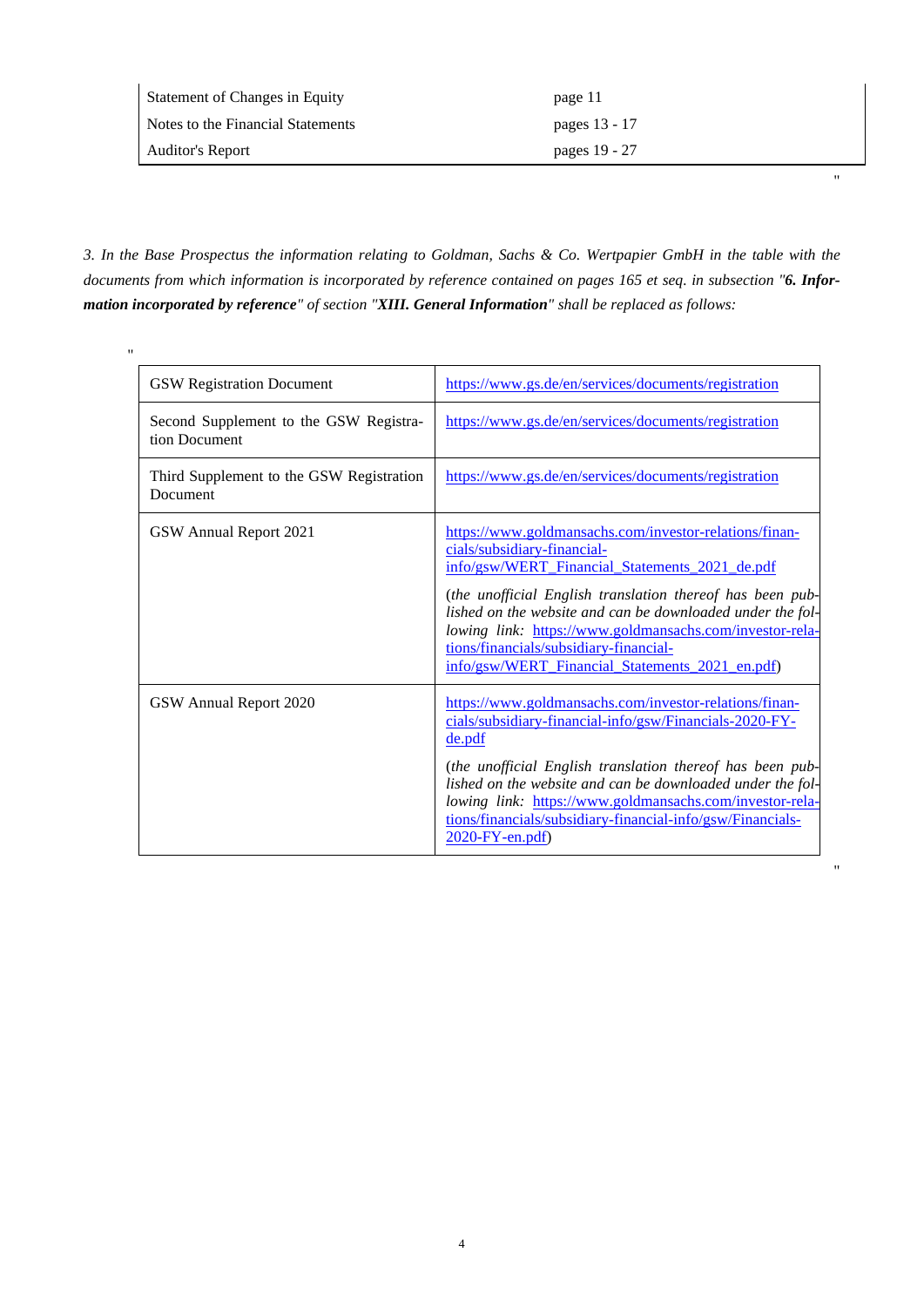| | |
|---|---|
| Statement of Changes in Equity | page 11 |
| Notes to the Financial Statements | pages 13 - 17 |
| Auditor's Report | pages 19 - 27 |

"

*3. In the Base Prospectus the information relating to Goldman, Sachs & Co. Wertpapier GmbH in the table with the documents from which information is incorporated by reference contained on pages 165 et seq. in subsection "**6. Information incorporated by reference**" of section "**XIII. General Information**" shall be replaced as follows:*

"

| | |
|---|---|
| GSW Registration Document | https://www.gs.de/en/services/documents/registration |
| Second Supplement to the GSW Registration Document | https://www.gs.de/en/services/documents/registration |
| Third Supplement to the GSW Registration Document | https://www.gs.de/en/services/documents/registration |
| GSW Annual Report 2021 | https://www.goldmansachs.com/investor-relations/financials/subsidiary-financial-info/gsw/WERT_Financial_Statements_2021_de.pdf<br><br>(*the unofficial English translation thereof has been published on the website and can be downloaded under the following link:* https://www.goldmansachs.com/investor-relations/financials/subsidiary-financial-info/gsw/WERT_Financial_Statements_2021_en.pdf) |
| GSW Annual Report 2020 | https://www.goldmansachs.com/investor-relations/financials/subsidiary-financial-info/gsw/Financials-2020-FY-de.pdf<br><br>(*the unofficial English translation thereof has been published on the website and can be downloaded under the following link:* https://www.goldmansachs.com/investor-relations/financials/subsidiary-financial-info/gsw/Financials-2020-FY-en.pdf) |

"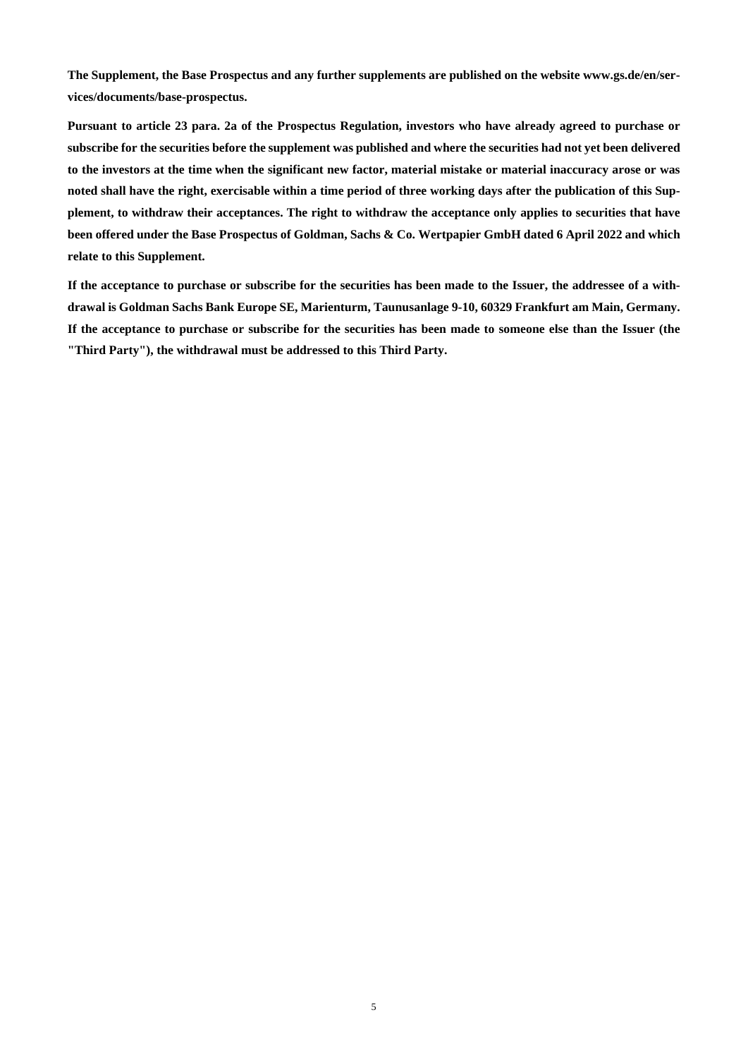**The Supplement, the Base Prospectus and any further supplements are published on the website www.gs.de/en/services/documents/base-prospectus.**

**Pursuant to article 23 para. 2a of the Prospectus Regulation, investors who have already agreed to purchase or subscribe for the securities before the supplement was published and where the securities had not yet been delivered to the investors at the time when the significant new factor, material mistake or material inaccuracy arose or was noted shall have the right, exercisable within a time period of three working days after the publication of this Supplement, to withdraw their acceptances. The right to withdraw the acceptance only applies to securities that have been offered under the Base Prospectus of Goldman, Sachs & Co. Wertpapier GmbH dated 6 April 2022 and which relate to this Supplement.**

**If the acceptance to purchase or subscribe for the securities has been made to the Issuer, the addressee of a withdrawal is Goldman Sachs Bank Europe SE, Marienturm, Taunusanlage 9-10, 60329 Frankfurt am Main, Germany. If the acceptance to purchase or subscribe for the securities has been made to someone else than the Issuer (the "Third Party"), the withdrawal must be addressed to this Third Party.**